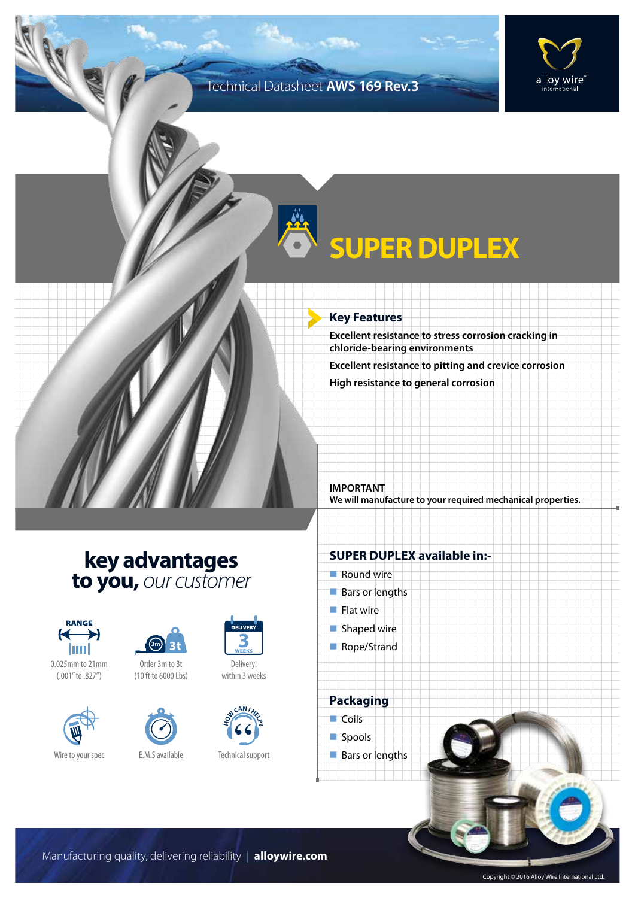Technical Datasheet **AWS 169 Rev.3**

# SUPER DUPLEX

## Key Features

**Excellent resistance to stress corrosion cracking in chloride-bearing environments**

**Excellent resistance to pitting and crevice corrosion**

**High resistance to general corrosion**

**IMPORTANT**
**We will manufacture to your required mechanical properties.**

## key advantages to you, *our customer*

- RANGE: 0.025mm to 21mm (.001" to .827")
- Order 3m to 3t (10 ft to 6000 Lbs)
- Delivery: within 3 weeks
- Wire to your spec
- E.M.S available
- Technical support

## SUPER DUPLEX available in:-

- Round wire
- Bars or lengths
- Flat wire
- Shaped wire
- Rope/Strand

## Packaging

- Coils
- Spools
- Bars or lengths

Manufacturing quality, delivering reliability | **alloywire.com**

Copyright © 2016 Alloy Wire International Ltd.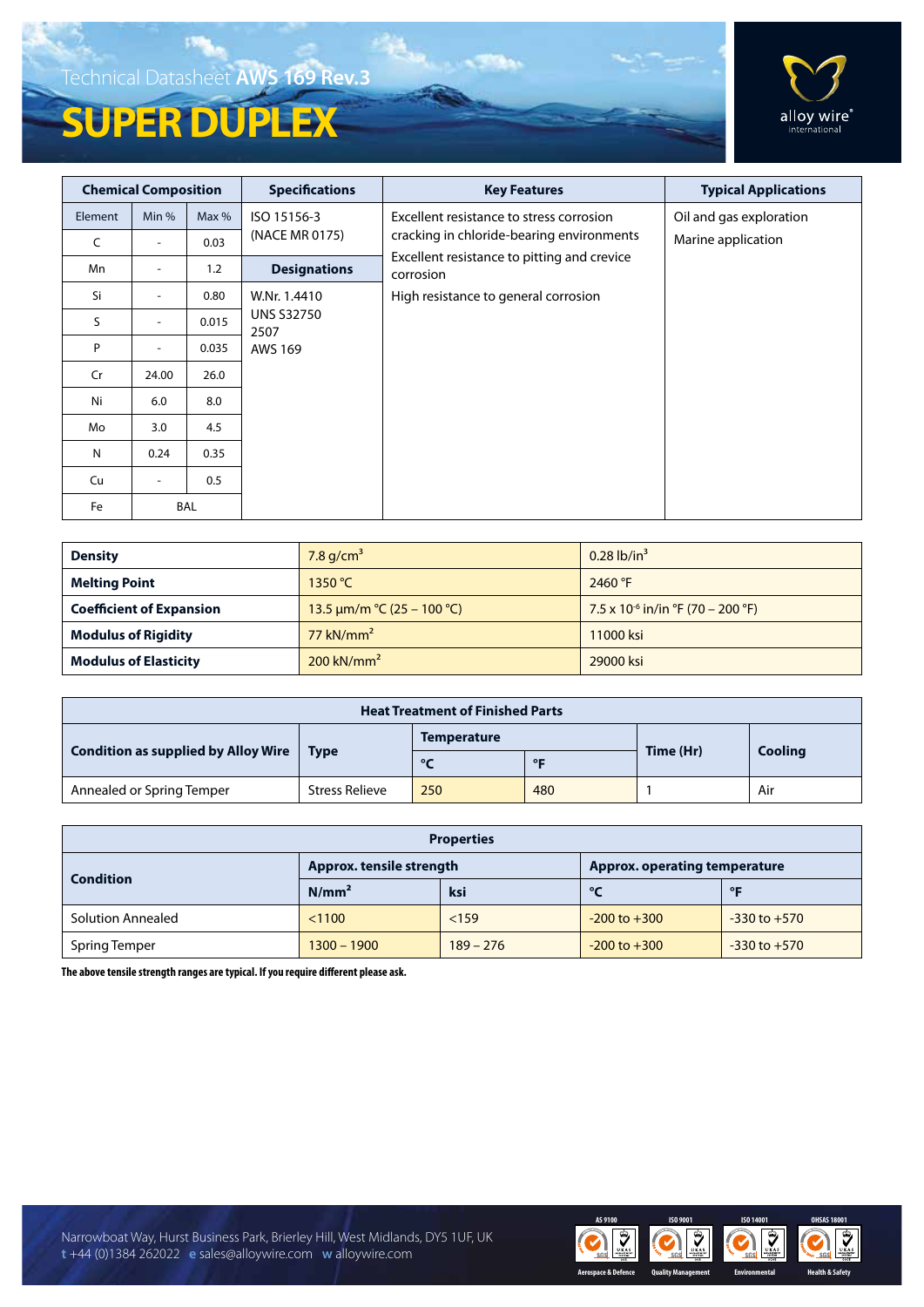Technical Datasheet **AWS 169 Rev.3**

# SUPER DUPLEX

| Chemical Composition | | | Specifications | Key Features | Typical Applications |
|---|---|---|---|---|---|
| Element | Min % | Max % | ISO 15156-3 (NACE MR 0175) | Excellent resistance to stress corrosion cracking in chloride-bearing environments | Oil and gas exploration |
| C | - | 0.03 | | Excellent resistance to pitting and crevice corrosion | Marine application |
| Mn | - | 1.2 | **Designations** | High resistance to general corrosion | |
| Si | - | 0.80 | W.Nr. 1.4410 | | |
| S | - | 0.015 | UNS S32750 | | |
| P | - | 0.035 | 2507 | | |
| Cr | 24.00 | 26.0 | AWS 169 | | |
| Ni | 6.0 | 8.0 | | | |
| Mo | 3.0 | 4.5 | | | |
| N | 0.24 | 0.35 | | | |
| Cu | - | 0.5 | | | |
| Fe | BAL | | | | |

| | | |
|---|---|---|
| **Density** | 7.8 g/cm³ | 0.28 lb/in³ |
| **Melting Point** | 1350 °C | 2460 °F |
| **Coefficient of Expansion** | 13.5 µm/m °C (25 – 100 °C) | 7.5 x $10^{-6}$ in/in °F (70 – 200 °F) |
| **Modulus of Rigidity** | 77 kN/mm² | 11000 ksi |
| **Modulus of Elasticity** | 200 kN/mm² | 29000 ksi |

**Heat Treatment of Finished Parts**

| Condition as supplied by Alloy Wire | Type | Temperature | | Time (Hr) | Cooling |
|---|---|---|---|---|---|
| | | °C | °F | | |
| Annealed or Spring Temper | Stress Relieve | 250 | 480 | 1 | Air |

**Properties**

| Condition | Approx. tensile strength | | Approx. operating temperature | |
|---|---|---|---|---|
| | N/mm² | ksi | °C | °F |
| Solution Annealed | <1100 | <159 | -200 to +300 | -330 to +570 |
| Spring Temper | 1300 – 1900 | 189 – 276 | -200 to +300 | -330 to +570 |

**The above tensile strength ranges are typical. If you require different please ask.**

Narrowboat Way, Hurst Business Park, Brierley Hill, West Midlands, DY5 1UF, UK
t +44 (0)1384 262022 e sales@alloywire.com w alloywire.com

AS 9100 Aerospace & Defence | ISO 9001 Quality Management | ISO 14001 Environmental | OHSAS 18001 Health & Safety